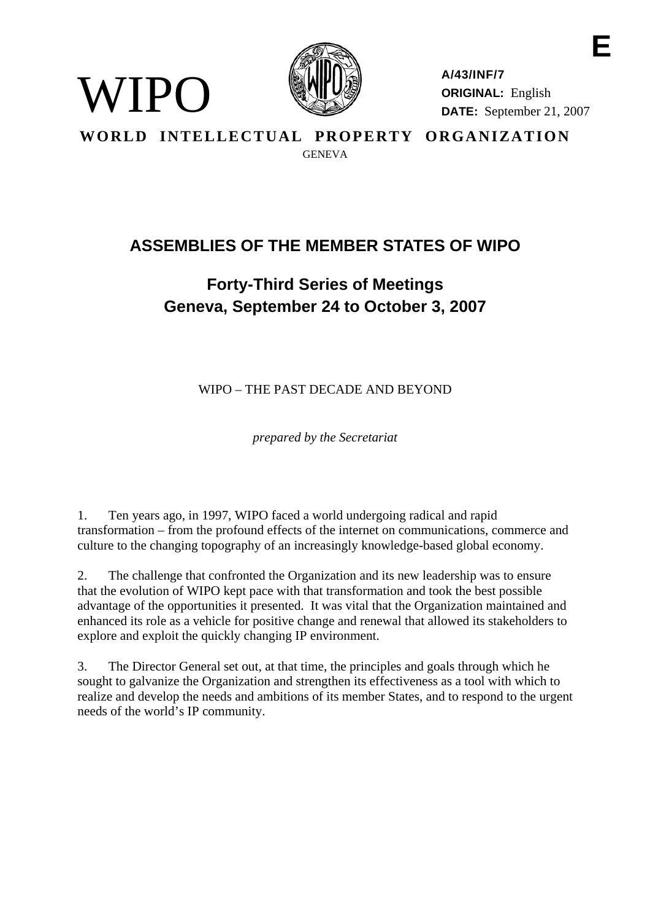E

WIPO

A/43/INF/7
**ORIGINAL:** English
**DATE:** September 21, 2007

**WORLD INTELLECTUAL PROPERTY ORGANIZATION**
GENEVA

# ASSEMBLIES OF THE MEMBER STATES OF WIPO

## Forty-Third Series of Meetings
## Geneva, September 24 to October 3, 2007

WIPO – THE PAST DECADE AND BEYOND

*prepared by the Secretariat*

1. Ten years ago, in 1997, WIPO faced a world undergoing radical and rapid transformation – from the profound effects of the internet on communications, commerce and culture to the changing topography of an increasingly knowledge-based global economy.

2. The challenge that confronted the Organization and its new leadership was to ensure that the evolution of WIPO kept pace with that transformation and took the best possible advantage of the opportunities it presented. It was vital that the Organization maintained and enhanced its role as a vehicle for positive change and renewal that allowed its stakeholders to explore and exploit the quickly changing IP environment.

3. The Director General set out, at that time, the principles and goals through which he sought to galvanize the Organization and strengthen its effectiveness as a tool with which to realize and develop the needs and ambitions of its member States, and to respond to the urgent needs of the world's IP community.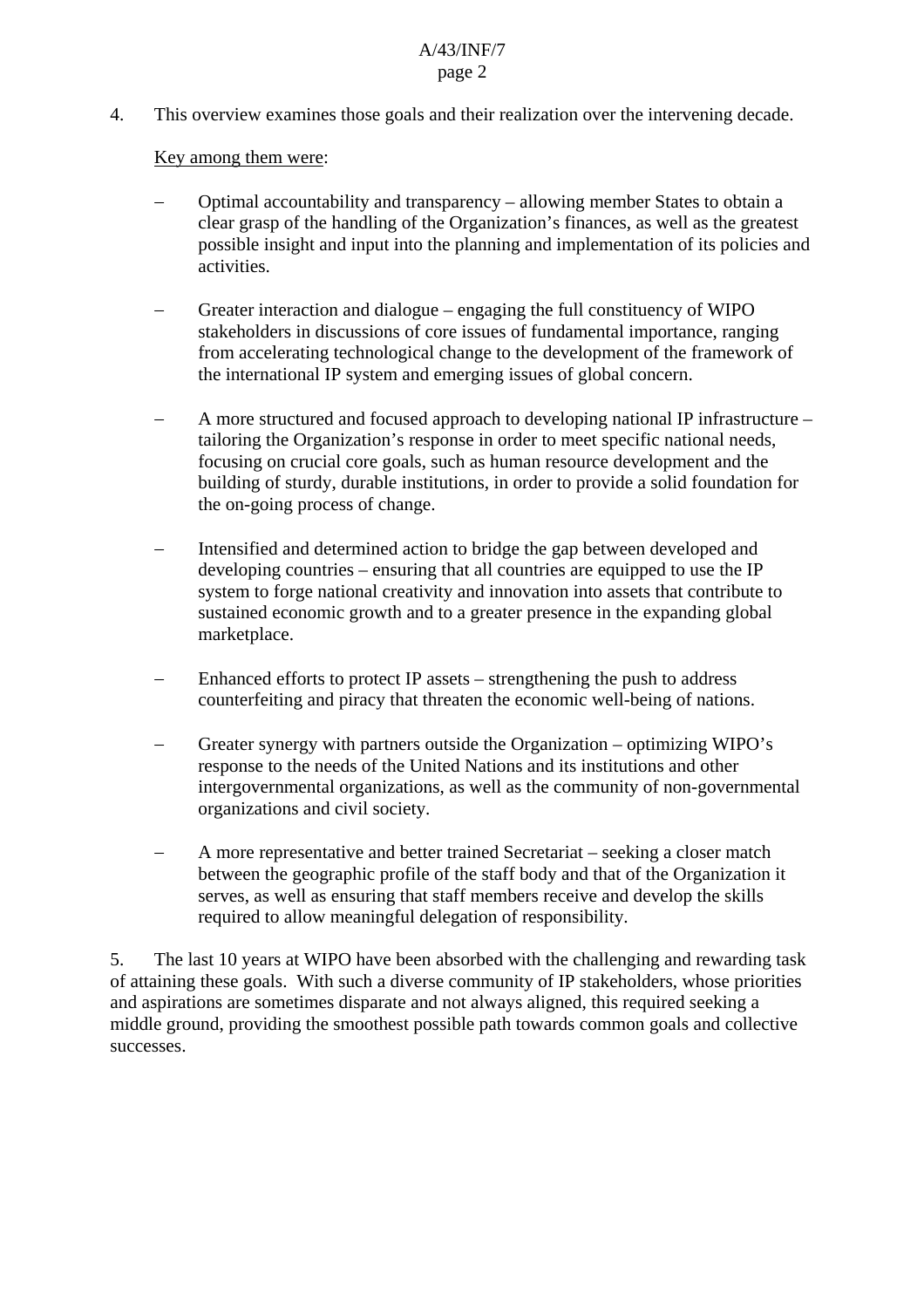4. This overview examines those goals and their realization over the intervening decade.

<u>Key among them were</u>:

- Optimal accountability and transparency – allowing member States to obtain a clear grasp of the handling of the Organization's finances, as well as the greatest possible insight and input into the planning and implementation of its policies and activities.

- Greater interaction and dialogue – engaging the full constituency of WIPO stakeholders in discussions of core issues of fundamental importance, ranging from accelerating technological change to the development of the framework of the international IP system and emerging issues of global concern.

- A more structured and focused approach to developing national IP infrastructure – tailoring the Organization's response in order to meet specific national needs, focusing on crucial core goals, such as human resource development and the building of sturdy, durable institutions, in order to provide a solid foundation for the on-going process of change.

- Intensified and determined action to bridge the gap between developed and developing countries – ensuring that all countries are equipped to use the IP system to forge national creativity and innovation into assets that contribute to sustained economic growth and to a greater presence in the expanding global marketplace.

- Enhanced efforts to protect IP assets – strengthening the push to address counterfeiting and piracy that threaten the economic well-being of nations.

- Greater synergy with partners outside the Organization – optimizing WIPO's response to the needs of the United Nations and its institutions and other intergovernmental organizations, as well as the community of non-governmental organizations and civil society.

- A more representative and better trained Secretariat – seeking a closer match between the geographic profile of the staff body and that of the Organization it serves, as well as ensuring that staff members receive and develop the skills required to allow meaningful delegation of responsibility.

5. The last 10 years at WIPO have been absorbed with the challenging and rewarding task of attaining these goals. With such a diverse community of IP stakeholders, whose priorities and aspirations are sometimes disparate and not always aligned, this required seeking a middle ground, providing the smoothest possible path towards common goals and collective successes.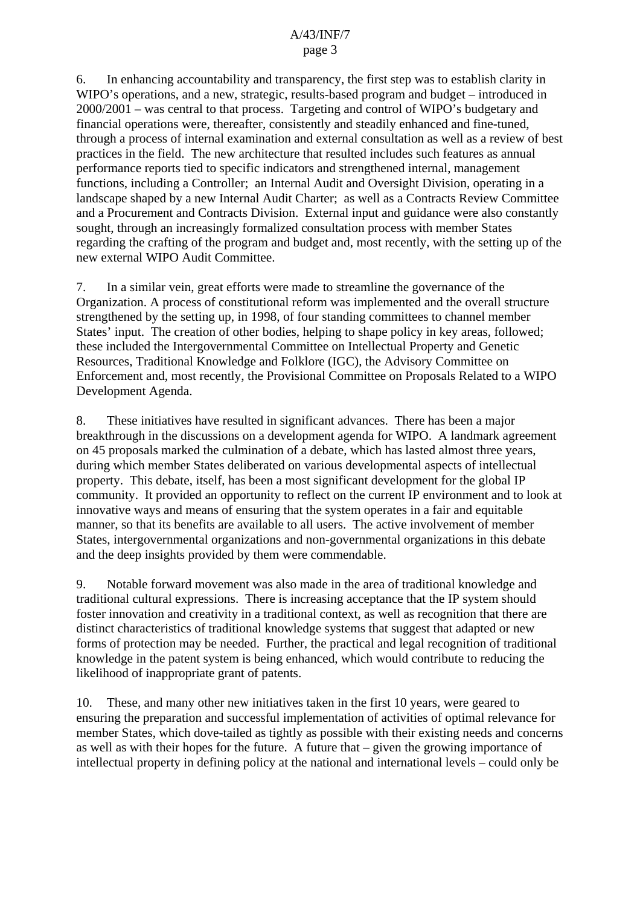6. In enhancing accountability and transparency, the first step was to establish clarity in WIPO's operations, and a new, strategic, results-based program and budget – introduced in 2000/2001 – was central to that process. Targeting and control of WIPO's budgetary and financial operations were, thereafter, consistently and steadily enhanced and fine-tuned, through a process of internal examination and external consultation as well as a review of best practices in the field. The new architecture that resulted includes such features as annual performance reports tied to specific indicators and strengthened internal, management functions, including a Controller; an Internal Audit and Oversight Division, operating in a landscape shaped by a new Internal Audit Charter; as well as a Contracts Review Committee and a Procurement and Contracts Division. External input and guidance were also constantly sought, through an increasingly formalized consultation process with member States regarding the crafting of the program and budget and, most recently, with the setting up of the new external WIPO Audit Committee.

7. In a similar vein, great efforts were made to streamline the governance of the Organization. A process of constitutional reform was implemented and the overall structure strengthened by the setting up, in 1998, of four standing committees to channel member States' input. The creation of other bodies, helping to shape policy in key areas, followed; these included the Intergovernmental Committee on Intellectual Property and Genetic Resources, Traditional Knowledge and Folklore (IGC), the Advisory Committee on Enforcement and, most recently, the Provisional Committee on Proposals Related to a WIPO Development Agenda.

8. These initiatives have resulted in significant advances. There has been a major breakthrough in the discussions on a development agenda for WIPO. A landmark agreement on 45 proposals marked the culmination of a debate, which has lasted almost three years, during which member States deliberated on various developmental aspects of intellectual property. This debate, itself, has been a most significant development for the global IP community. It provided an opportunity to reflect on the current IP environment and to look at innovative ways and means of ensuring that the system operates in a fair and equitable manner, so that its benefits are available to all users. The active involvement of member States, intergovernmental organizations and non-governmental organizations in this debate and the deep insights provided by them were commendable.

9. Notable forward movement was also made in the area of traditional knowledge and traditional cultural expressions. There is increasing acceptance that the IP system should foster innovation and creativity in a traditional context, as well as recognition that there are distinct characteristics of traditional knowledge systems that suggest that adapted or new forms of protection may be needed. Further, the practical and legal recognition of traditional knowledge in the patent system is being enhanced, which would contribute to reducing the likelihood of inappropriate grant of patents.

10. These, and many other new initiatives taken in the first 10 years, were geared to ensuring the preparation and successful implementation of activities of optimal relevance for member States, which dove-tailed as tightly as possible with their existing needs and concerns as well as with their hopes for the future. A future that – given the growing importance of intellectual property in defining policy at the national and international levels – could only be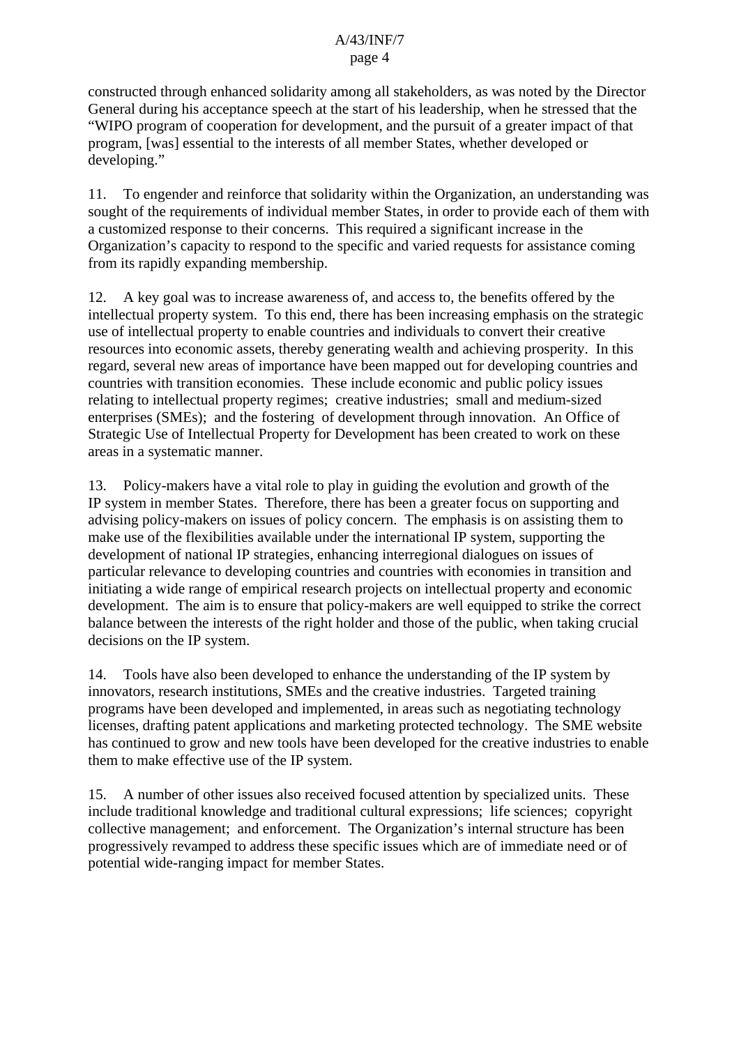constructed through enhanced solidarity among all stakeholders, as was noted by the Director General during his acceptance speech at the start of his leadership, when he stressed that the "WIPO program of cooperation for development, and the pursuit of a greater impact of that program, [was] essential to the interests of all member States, whether developed or developing."

11. To engender and reinforce that solidarity within the Organization, an understanding was sought of the requirements of individual member States, in order to provide each of them with a customized response to their concerns. This required a significant increase in the Organization's capacity to respond to the specific and varied requests for assistance coming from its rapidly expanding membership.

12. A key goal was to increase awareness of, and access to, the benefits offered by the intellectual property system. To this end, there has been increasing emphasis on the strategic use of intellectual property to enable countries and individuals to convert their creative resources into economic assets, thereby generating wealth and achieving prosperity. In this regard, several new areas of importance have been mapped out for developing countries and countries with transition economies. These include economic and public policy issues relating to intellectual property regimes; creative industries; small and medium-sized enterprises (SMEs); and the fostering of development through innovation. An Office of Strategic Use of Intellectual Property for Development has been created to work on these areas in a systematic manner.

13. Policy-makers have a vital role to play in guiding the evolution and growth of the IP system in member States. Therefore, there has been a greater focus on supporting and advising policy-makers on issues of policy concern. The emphasis is on assisting them to make use of the flexibilities available under the international IP system, supporting the development of national IP strategies, enhancing interregional dialogues on issues of particular relevance to developing countries and countries with economies in transition and initiating a wide range of empirical research projects on intellectual property and economic development. The aim is to ensure that policy-makers are well equipped to strike the correct balance between the interests of the right holder and those of the public, when taking crucial decisions on the IP system.

14. Tools have also been developed to enhance the understanding of the IP system by innovators, research institutions, SMEs and the creative industries. Targeted training programs have been developed and implemented, in areas such as negotiating technology licenses, drafting patent applications and marketing protected technology. The SME website has continued to grow and new tools have been developed for the creative industries to enable them to make effective use of the IP system.

15. A number of other issues also received focused attention by specialized units. These include traditional knowledge and traditional cultural expressions; life sciences; copyright collective management; and enforcement. The Organization's internal structure has been progressively revamped to address these specific issues which are of immediate need or of potential wide-ranging impact for member States.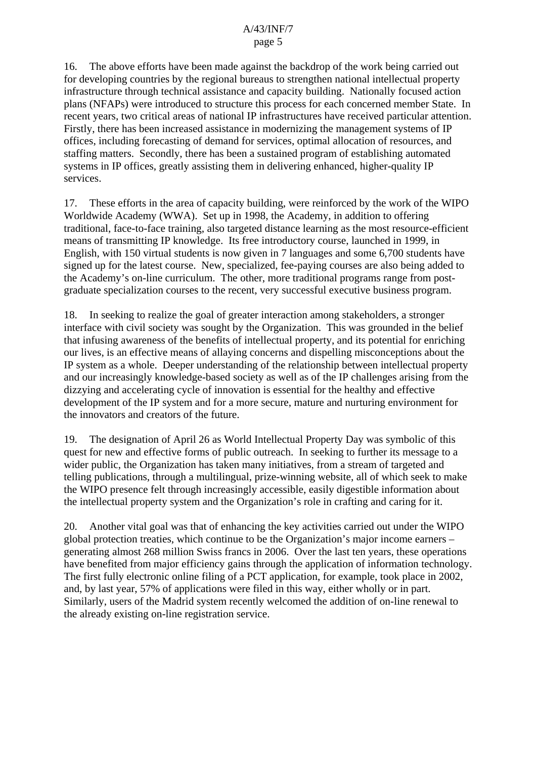16. The above efforts have been made against the backdrop of the work being carried out for developing countries by the regional bureaus to strengthen national intellectual property infrastructure through technical assistance and capacity building. Nationally focused action plans (NFAPs) were introduced to structure this process for each concerned member State. In recent years, two critical areas of national IP infrastructures have received particular attention. Firstly, there has been increased assistance in modernizing the management systems of IP offices, including forecasting of demand for services, optimal allocation of resources, and staffing matters. Secondly, there has been a sustained program of establishing automated systems in IP offices, greatly assisting them in delivering enhanced, higher-quality IP services.

17. These efforts in the area of capacity building, were reinforced by the work of the WIPO Worldwide Academy (WWA). Set up in 1998, the Academy, in addition to offering traditional, face-to-face training, also targeted distance learning as the most resource-efficient means of transmitting IP knowledge. Its free introductory course, launched in 1999, in English, with 150 virtual students is now given in 7 languages and some 6,700 students have signed up for the latest course. New, specialized, fee-paying courses are also being added to the Academy's on-line curriculum. The other, more traditional programs range from post-graduate specialization courses to the recent, very successful executive business program.

18. In seeking to realize the goal of greater interaction among stakeholders, a stronger interface with civil society was sought by the Organization. This was grounded in the belief that infusing awareness of the benefits of intellectual property, and its potential for enriching our lives, is an effective means of allaying concerns and dispelling misconceptions about the IP system as a whole. Deeper understanding of the relationship between intellectual property and our increasingly knowledge-based society as well as of the IP challenges arising from the dizzying and accelerating cycle of innovation is essential for the healthy and effective development of the IP system and for a more secure, mature and nurturing environment for the innovators and creators of the future.

19. The designation of April 26 as World Intellectual Property Day was symbolic of this quest for new and effective forms of public outreach. In seeking to further its message to a wider public, the Organization has taken many initiatives, from a stream of targeted and telling publications, through a multilingual, prize-winning website, all of which seek to make the WIPO presence felt through increasingly accessible, easily digestible information about the intellectual property system and the Organization's role in crafting and caring for it.

20. Another vital goal was that of enhancing the key activities carried out under the WIPO global protection treaties, which continue to be the Organization's major income earners – generating almost 268 million Swiss francs in 2006. Over the last ten years, these operations have benefited from major efficiency gains through the application of information technology. The first fully electronic online filing of a PCT application, for example, took place in 2002, and, by last year, 57% of applications were filed in this way, either wholly or in part. Similarly, users of the Madrid system recently welcomed the addition of on-line renewal to the already existing on-line registration service.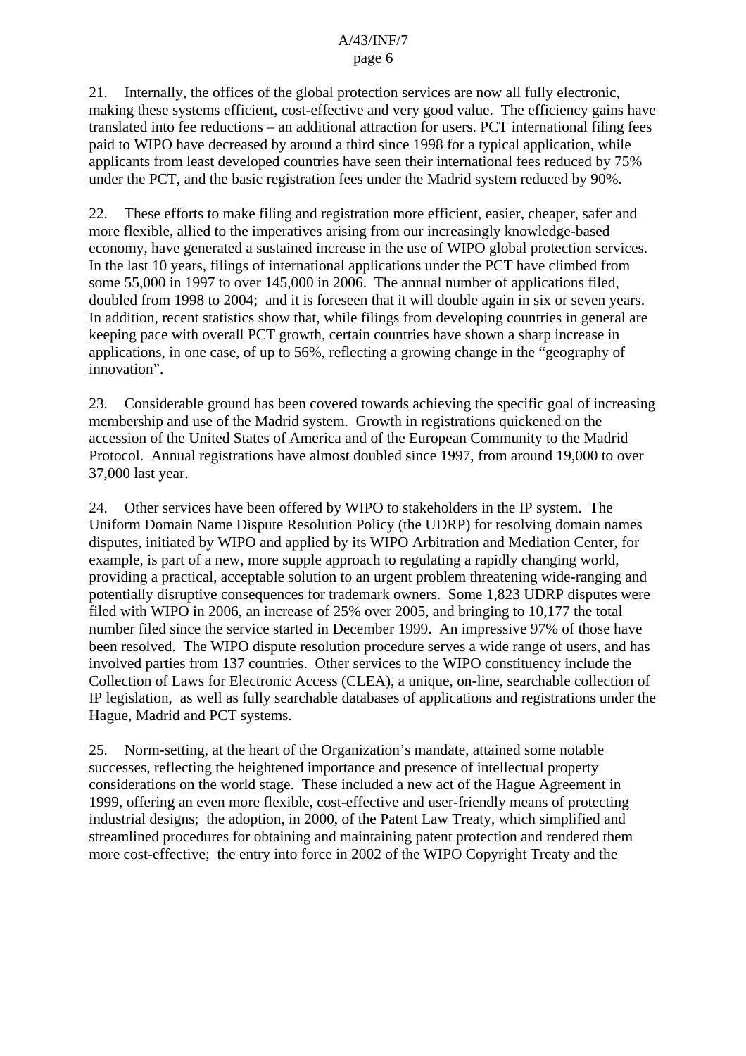21. Internally, the offices of the global protection services are now all fully electronic, making these systems efficient, cost-effective and very good value. The efficiency gains have translated into fee reductions – an additional attraction for users. PCT international filing fees paid to WIPO have decreased by around a third since 1998 for a typical application, while applicants from least developed countries have seen their international fees reduced by 75% under the PCT, and the basic registration fees under the Madrid system reduced by 90%.

22. These efforts to make filing and registration more efficient, easier, cheaper, safer and more flexible, allied to the imperatives arising from our increasingly knowledge-based economy, have generated a sustained increase in the use of WIPO global protection services. In the last 10 years, filings of international applications under the PCT have climbed from some 55,000 in 1997 to over 145,000 in 2006. The annual number of applications filed, doubled from 1998 to 2004; and it is foreseen that it will double again in six or seven years. In addition, recent statistics show that, while filings from developing countries in general are keeping pace with overall PCT growth, certain countries have shown a sharp increase in applications, in one case, of up to 56%, reflecting a growing change in the "geography of innovation".

23. Considerable ground has been covered towards achieving the specific goal of increasing membership and use of the Madrid system. Growth in registrations quickened on the accession of the United States of America and of the European Community to the Madrid Protocol. Annual registrations have almost doubled since 1997, from around 19,000 to over 37,000 last year.

24. Other services have been offered by WIPO to stakeholders in the IP system. The Uniform Domain Name Dispute Resolution Policy (the UDRP) for resolving domain names disputes, initiated by WIPO and applied by its WIPO Arbitration and Mediation Center, for example, is part of a new, more supple approach to regulating a rapidly changing world, providing a practical, acceptable solution to an urgent problem threatening wide-ranging and potentially disruptive consequences for trademark owners. Some 1,823 UDRP disputes were filed with WIPO in 2006, an increase of 25% over 2005, and bringing to 10,177 the total number filed since the service started in December 1999. An impressive 97% of those have been resolved. The WIPO dispute resolution procedure serves a wide range of users, and has involved parties from 137 countries. Other services to the WIPO constituency include the Collection of Laws for Electronic Access (CLEA), a unique, on-line, searchable collection of IP legislation, as well as fully searchable databases of applications and registrations under the Hague, Madrid and PCT systems.

25. Norm-setting, at the heart of the Organization's mandate, attained some notable successes, reflecting the heightened importance and presence of intellectual property considerations on the world stage. These included a new act of the Hague Agreement in 1999, offering an even more flexible, cost-effective and user-friendly means of protecting industrial designs; the adoption, in 2000, of the Patent Law Treaty, which simplified and streamlined procedures for obtaining and maintaining patent protection and rendered them more cost-effective; the entry into force in 2002 of the WIPO Copyright Treaty and the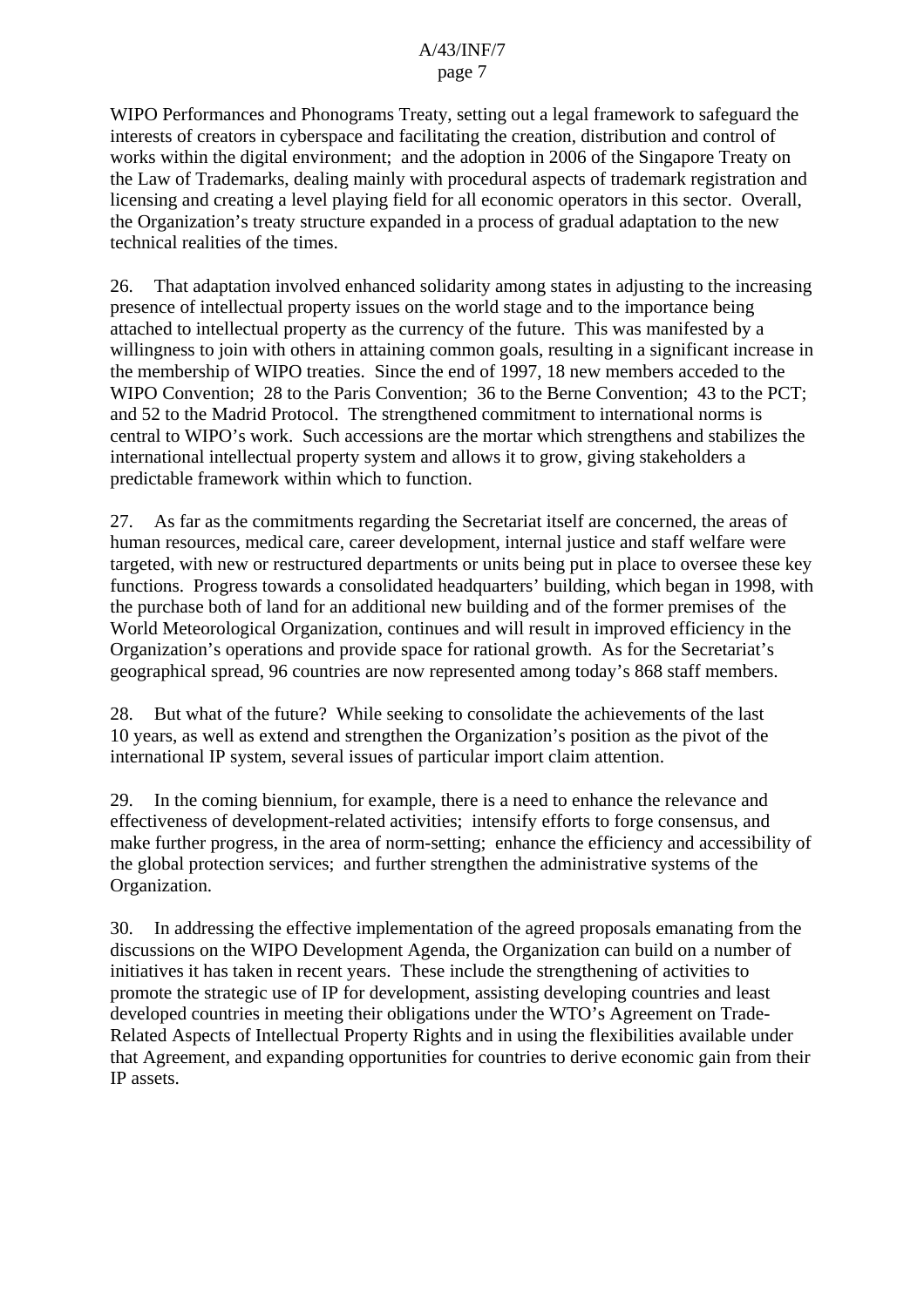WIPO Performances and Phonograms Treaty, setting out a legal framework to safeguard the interests of creators in cyberspace and facilitating the creation, distribution and control of works within the digital environment; and the adoption in 2006 of the Singapore Treaty on the Law of Trademarks, dealing mainly with procedural aspects of trademark registration and licensing and creating a level playing field for all economic operators in this sector. Overall, the Organization's treaty structure expanded in a process of gradual adaptation to the new technical realities of the times.

26. That adaptation involved enhanced solidarity among states in adjusting to the increasing presence of intellectual property issues on the world stage and to the importance being attached to intellectual property as the currency of the future. This was manifested by a willingness to join with others in attaining common goals, resulting in a significant increase in the membership of WIPO treaties. Since the end of 1997, 18 new members acceded to the WIPO Convention; 28 to the Paris Convention; 36 to the Berne Convention; 43 to the PCT; and 52 to the Madrid Protocol. The strengthened commitment to international norms is central to WIPO's work. Such accessions are the mortar which strengthens and stabilizes the international intellectual property system and allows it to grow, giving stakeholders a predictable framework within which to function.

27. As far as the commitments regarding the Secretariat itself are concerned, the areas of human resources, medical care, career development, internal justice and staff welfare were targeted, with new or restructured departments or units being put in place to oversee these key functions. Progress towards a consolidated headquarters' building, which began in 1998, with the purchase both of land for an additional new building and of the former premises of the World Meteorological Organization, continues and will result in improved efficiency in the Organization's operations and provide space for rational growth. As for the Secretariat's geographical spread, 96 countries are now represented among today's 868 staff members.

28. But what of the future? While seeking to consolidate the achievements of the last 10 years, as well as extend and strengthen the Organization's position as the pivot of the international IP system, several issues of particular import claim attention.

29. In the coming biennium, for example, there is a need to enhance the relevance and effectiveness of development-related activities; intensify efforts to forge consensus, and make further progress, in the area of norm-setting; enhance the efficiency and accessibility of the global protection services; and further strengthen the administrative systems of the Organization.

30. In addressing the effective implementation of the agreed proposals emanating from the discussions on the WIPO Development Agenda, the Organization can build on a number of initiatives it has taken in recent years. These include the strengthening of activities to promote the strategic use of IP for development, assisting developing countries and least developed countries in meeting their obligations under the WTO's Agreement on Trade-Related Aspects of Intellectual Property Rights and in using the flexibilities available under that Agreement, and expanding opportunities for countries to derive economic gain from their IP assets.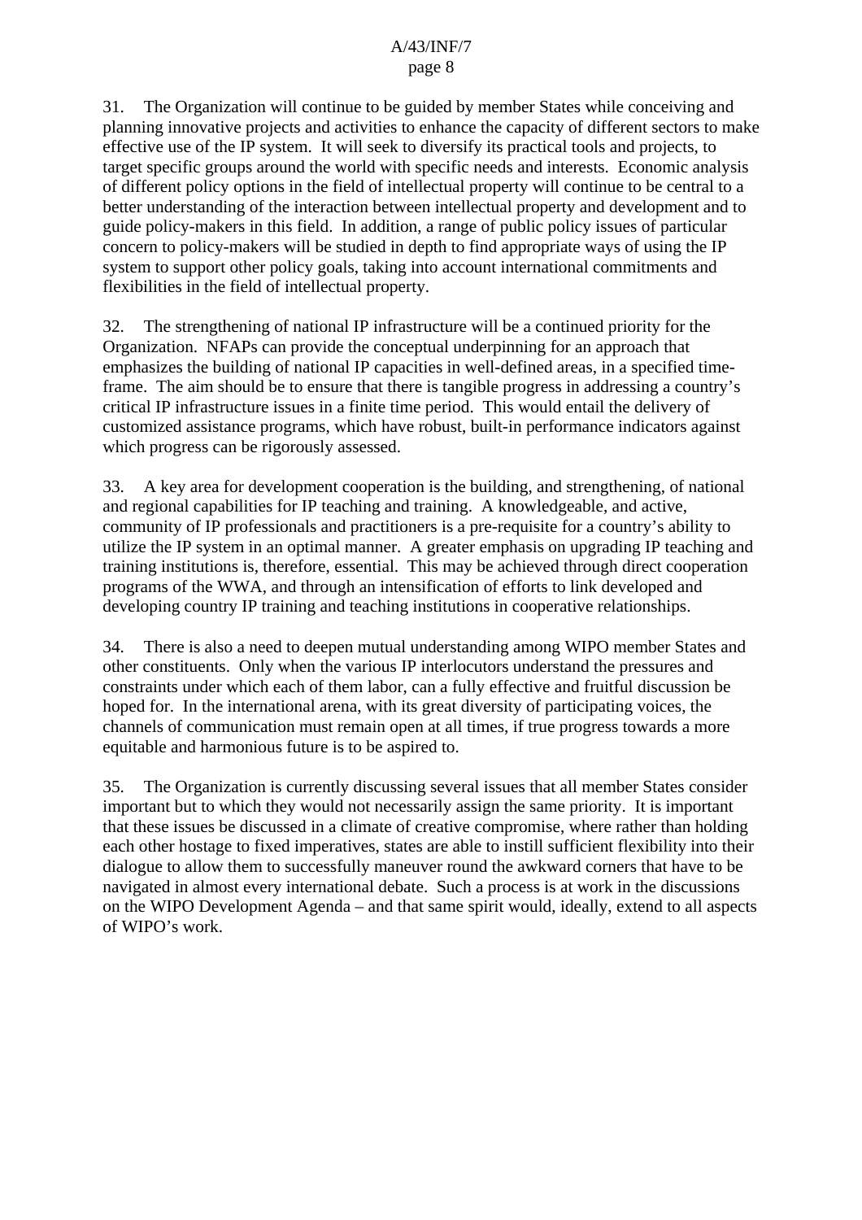31. The Organization will continue to be guided by member States while conceiving and planning innovative projects and activities to enhance the capacity of different sectors to make effective use of the IP system. It will seek to diversify its practical tools and projects, to target specific groups around the world with specific needs and interests. Economic analysis of different policy options in the field of intellectual property will continue to be central to a better understanding of the interaction between intellectual property and development and to guide policy-makers in this field. In addition, a range of public policy issues of particular concern to policy-makers will be studied in depth to find appropriate ways of using the IP system to support other policy goals, taking into account international commitments and flexibilities in the field of intellectual property.

32. The strengthening of national IP infrastructure will be a continued priority for the Organization. NFAPs can provide the conceptual underpinning for an approach that emphasizes the building of national IP capacities in well-defined areas, in a specified time-frame. The aim should be to ensure that there is tangible progress in addressing a country's critical IP infrastructure issues in a finite time period. This would entail the delivery of customized assistance programs, which have robust, built-in performance indicators against which progress can be rigorously assessed.

33. A key area for development cooperation is the building, and strengthening, of national and regional capabilities for IP teaching and training. A knowledgeable, and active, community of IP professionals and practitioners is a pre-requisite for a country's ability to utilize the IP system in an optimal manner. A greater emphasis on upgrading IP teaching and training institutions is, therefore, essential. This may be achieved through direct cooperation programs of the WWA, and through an intensification of efforts to link developed and developing country IP training and teaching institutions in cooperative relationships.

34. There is also a need to deepen mutual understanding among WIPO member States and other constituents. Only when the various IP interlocutors understand the pressures and constraints under which each of them labor, can a fully effective and fruitful discussion be hoped for. In the international arena, with its great diversity of participating voices, the channels of communication must remain open at all times, if true progress towards a more equitable and harmonious future is to be aspired to.

35. The Organization is currently discussing several issues that all member States consider important but to which they would not necessarily assign the same priority. It is important that these issues be discussed in a climate of creative compromise, where rather than holding each other hostage to fixed imperatives, states are able to instill sufficient flexibility into their dialogue to allow them to successfully maneuver round the awkward corners that have to be navigated in almost every international debate. Such a process is at work in the discussions on the WIPO Development Agenda – and that same spirit would, ideally, extend to all aspects of WIPO's work.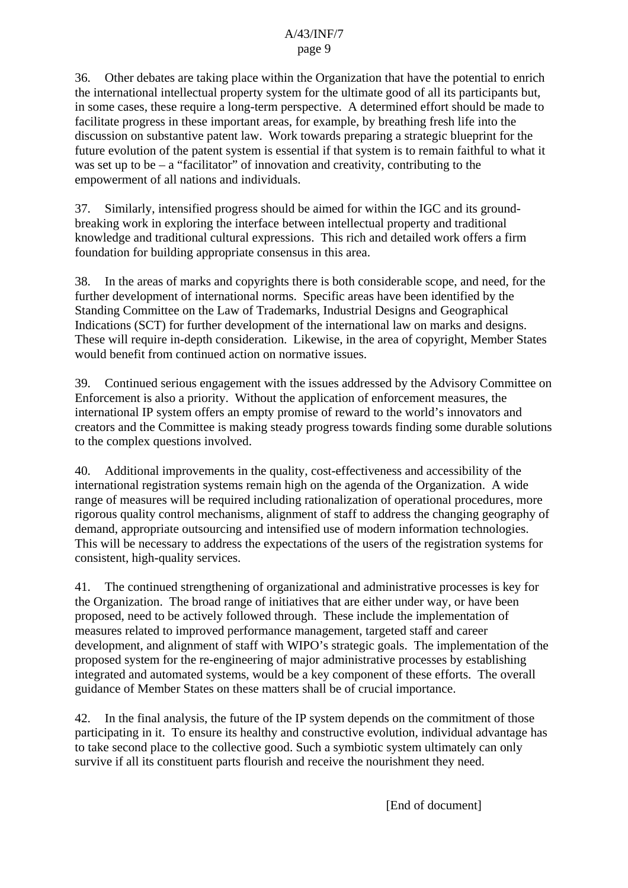36. Other debates are taking place within the Organization that have the potential to enrich the international intellectual property system for the ultimate good of all its participants but, in some cases, these require a long-term perspective. A determined effort should be made to facilitate progress in these important areas, for example, by breathing fresh life into the discussion on substantive patent law. Work towards preparing a strategic blueprint for the future evolution of the patent system is essential if that system is to remain faithful to what it was set up to be – a "facilitator" of innovation and creativity, contributing to the empowerment of all nations and individuals.

37. Similarly, intensified progress should be aimed for within the IGC and its ground-breaking work in exploring the interface between intellectual property and traditional knowledge and traditional cultural expressions. This rich and detailed work offers a firm foundation for building appropriate consensus in this area.

38. In the areas of marks and copyrights there is both considerable scope, and need, for the further development of international norms. Specific areas have been identified by the Standing Committee on the Law of Trademarks, Industrial Designs and Geographical Indications (SCT) for further development of the international law on marks and designs. These will require in-depth consideration. Likewise, in the area of copyright, Member States would benefit from continued action on normative issues.

39. Continued serious engagement with the issues addressed by the Advisory Committee on Enforcement is also a priority. Without the application of enforcement measures, the international IP system offers an empty promise of reward to the world's innovators and creators and the Committee is making steady progress towards finding some durable solutions to the complex questions involved.

40. Additional improvements in the quality, cost-effectiveness and accessibility of the international registration systems remain high on the agenda of the Organization. A wide range of measures will be required including rationalization of operational procedures, more rigorous quality control mechanisms, alignment of staff to address the changing geography of demand, appropriate outsourcing and intensified use of modern information technologies. This will be necessary to address the expectations of the users of the registration systems for consistent, high-quality services.

41. The continued strengthening of organizational and administrative processes is key for the Organization. The broad range of initiatives that are either under way, or have been proposed, need to be actively followed through. These include the implementation of measures related to improved performance management, targeted staff and career development, and alignment of staff with WIPO's strategic goals. The implementation of the proposed system for the re-engineering of major administrative processes by establishing integrated and automated systems, would be a key component of these efforts. The overall guidance of Member States on these matters shall be of crucial importance.

42. In the final analysis, the future of the IP system depends on the commitment of those participating in it. To ensure its healthy and constructive evolution, individual advantage has to take second place to the collective good. Such a symbiotic system ultimately can only survive if all its constituent parts flourish and receive the nourishment they need.

[End of document]